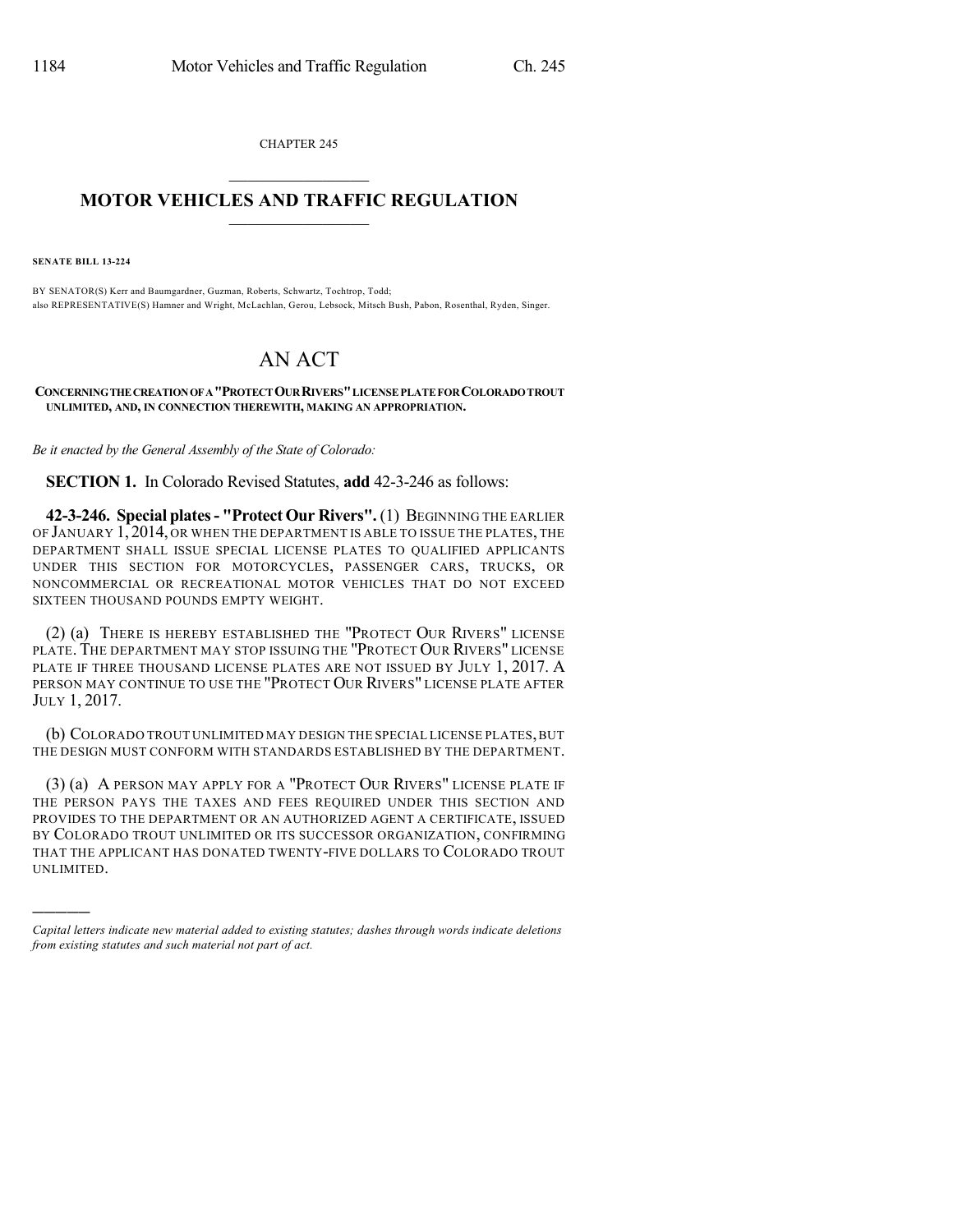CHAPTER 245

# MOTOR VEHICLES AND TRAFFIC REGULATION

**SENATE BILL 13-224**

BY SENATOR(S) Kerr and Baumgardner, Guzman, Roberts, Schwartz, Tochtrop, Todd;
also REPRESENTATIVE(S) Hamner and Wright, McLachlan, Gerou, Lebsock, Mitsch Bush, Pabon, Rosenthal, Ryden, Singer.

# AN ACT

**CONCERNING THE CREATION OF A "PROTECT OUR RIVERS" LICENSE PLATE FOR COLORADO TROUT UNLIMITED, AND, IN CONNECTION THEREWITH, MAKING AN APPROPRIATION.**

*Be it enacted by the General Assembly of the State of Colorado:*

**SECTION 1.** In Colorado Revised Statutes, **add** 42-3-246 as follows:

**42-3-246. Special plates - "Protect Our Rivers".** (1) BEGINNING THE EARLIER OF JANUARY 1, 2014, OR WHEN THE DEPARTMENT IS ABLE TO ISSUE THE PLATES, THE DEPARTMENT SHALL ISSUE SPECIAL LICENSE PLATES TO QUALIFIED APPLICANTS UNDER THIS SECTION FOR MOTORCYCLES, PASSENGER CARS, TRUCKS, OR NONCOMMERCIAL OR RECREATIONAL MOTOR VEHICLES THAT DO NOT EXCEED SIXTEEN THOUSAND POUNDS EMPTY WEIGHT.

(2) (a) THERE IS HEREBY ESTABLISHED THE "PROTECT OUR RIVERS" LICENSE PLATE. THE DEPARTMENT MAY STOP ISSUING THE "PROTECT OUR RIVERS" LICENSE PLATE IF THREE THOUSAND LICENSE PLATES ARE NOT ISSUED BY JULY 1, 2017. A PERSON MAY CONTINUE TO USE THE "PROTECT OUR RIVERS" LICENSE PLATE AFTER JULY 1, 2017.

(b) COLORADO TROUT UNLIMITED MAY DESIGN THE SPECIAL LICENSE PLATES, BUT THE DESIGN MUST CONFORM WITH STANDARDS ESTABLISHED BY THE DEPARTMENT.

(3) (a) A PERSON MAY APPLY FOR A "PROTECT OUR RIVERS" LICENSE PLATE IF THE PERSON PAYS THE TAXES AND FEES REQUIRED UNDER THIS SECTION AND PROVIDES TO THE DEPARTMENT OR AN AUTHORIZED AGENT A CERTIFICATE, ISSUED BY COLORADO TROUT UNLIMITED OR ITS SUCCESSOR ORGANIZATION, CONFIRMING THAT THE APPLICANT HAS DONATED TWENTY-FIVE DOLLARS TO COLORADO TROUT UNLIMITED.

---

*Capital letters indicate new material added to existing statutes; dashes through words indicate deletions from existing statutes and such material not part of act.*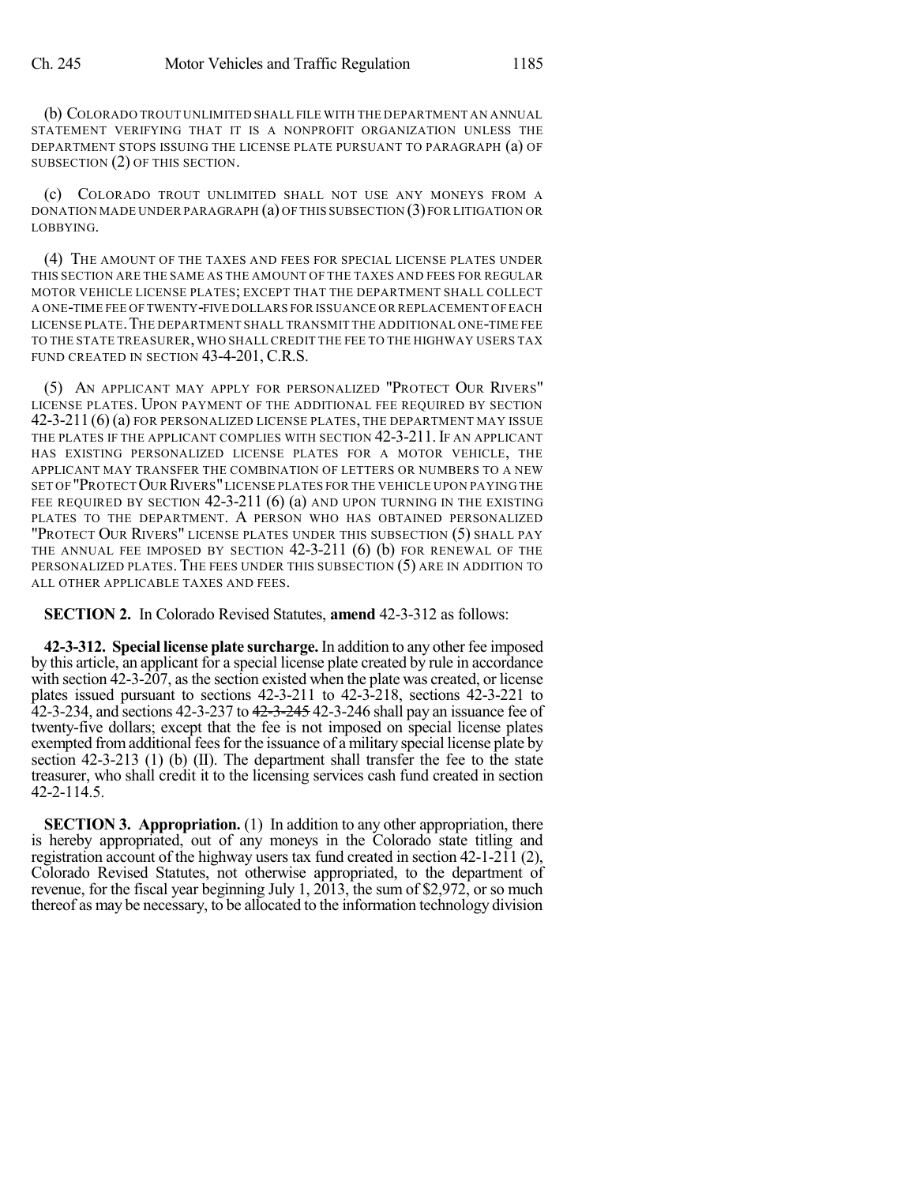(b) COLORADO TROUT UNLIMITED SHALL FILE WITH THE DEPARTMENT AN ANNUAL STATEMENT VERIFYING THAT IT IS A NONPROFIT ORGANIZATION UNLESS THE DEPARTMENT STOPS ISSUING THE LICENSE PLATE PURSUANT TO PARAGRAPH (a) OF SUBSECTION (2) OF THIS SECTION.

(c) COLORADO TROUT UNLIMITED SHALL NOT USE ANY MONEYS FROM A DONATION MADE UNDER PARAGRAPH (a) OF THIS SUBSECTION (3) FOR LITIGATION OR LOBBYING.

(4) THE AMOUNT OF THE TAXES AND FEES FOR SPECIAL LICENSE PLATES UNDER THIS SECTION ARE THE SAME AS THE AMOUNT OF THE TAXES AND FEES FOR REGULAR MOTOR VEHICLE LICENSE PLATES; EXCEPT THAT THE DEPARTMENT SHALL COLLECT A ONE-TIME FEE OF TWENTY-FIVE DOLLARS FOR ISSUANCE OR REPLACEMENT OF EACH LICENSE PLATE. THE DEPARTMENT SHALL TRANSMIT THE ADDITIONAL ONE-TIME FEE TO THE STATE TREASURER, WHO SHALL CREDIT THE FEE TO THE HIGHWAY USERS TAX FUND CREATED IN SECTION 43-4-201, C.R.S.

(5) AN APPLICANT MAY APPLY FOR PERSONALIZED "PROTECT OUR RIVERS" LICENSE PLATES. UPON PAYMENT OF THE ADDITIONAL FEE REQUIRED BY SECTION 42-3-211 (6) (a) FOR PERSONALIZED LICENSE PLATES, THE DEPARTMENT MAY ISSUE THE PLATES IF THE APPLICANT COMPLIES WITH SECTION 42-3-211. IF AN APPLICANT HAS EXISTING PERSONALIZED LICENSE PLATES FOR A MOTOR VEHICLE, THE APPLICANT MAY TRANSFER THE COMBINATION OF LETTERS OR NUMBERS TO A NEW SET OF "PROTECT OUR RIVERS" LICENSE PLATES FOR THE VEHICLE UPON PAYING THE FEE REQUIRED BY SECTION 42-3-211 (6) (a) AND UPON TURNING IN THE EXISTING PLATES TO THE DEPARTMENT. A PERSON WHO HAS OBTAINED PERSONALIZED "PROTECT OUR RIVERS" LICENSE PLATES UNDER THIS SUBSECTION (5) SHALL PAY THE ANNUAL FEE IMPOSED BY SECTION 42-3-211 (6) (b) FOR RENEWAL OF THE PERSONALIZED PLATES. THE FEES UNDER THIS SUBSECTION (5) ARE IN ADDITION TO ALL OTHER APPLICABLE TAXES AND FEES.

**SECTION 2.** In Colorado Revised Statutes, **amend** 42-3-312 as follows:

**42-3-312. Special license plate surcharge.** In addition to any other fee imposed by this article, an applicant for a special license plate created by rule in accordance with section 42-3-207, as the section existed when the plate was created, or license plates issued pursuant to sections 42-3-211 to 42-3-218, sections 42-3-221 to 42-3-234, and sections 42-3-237 to ~~42-3-245~~ 42-3-246 shall pay an issuance fee of twenty-five dollars; except that the fee is not imposed on special license plates exempted from additional fees for the issuance of a military special license plate by section 42-3-213 (1) (b) (II). The department shall transfer the fee to the state treasurer, who shall credit it to the licensing services cash fund created in section 42-2-114.5.

**SECTION 3. Appropriation.** (1) In addition to any other appropriation, there is hereby appropriated, out of any moneys in the Colorado state titling and registration account of the highway users tax fund created in section 42-1-211 (2), Colorado Revised Statutes, not otherwise appropriated, to the department of revenue, for the fiscal year beginning July 1, 2013, the sum of $2,972, or so much thereof as may be necessary, to be allocated to the information technology division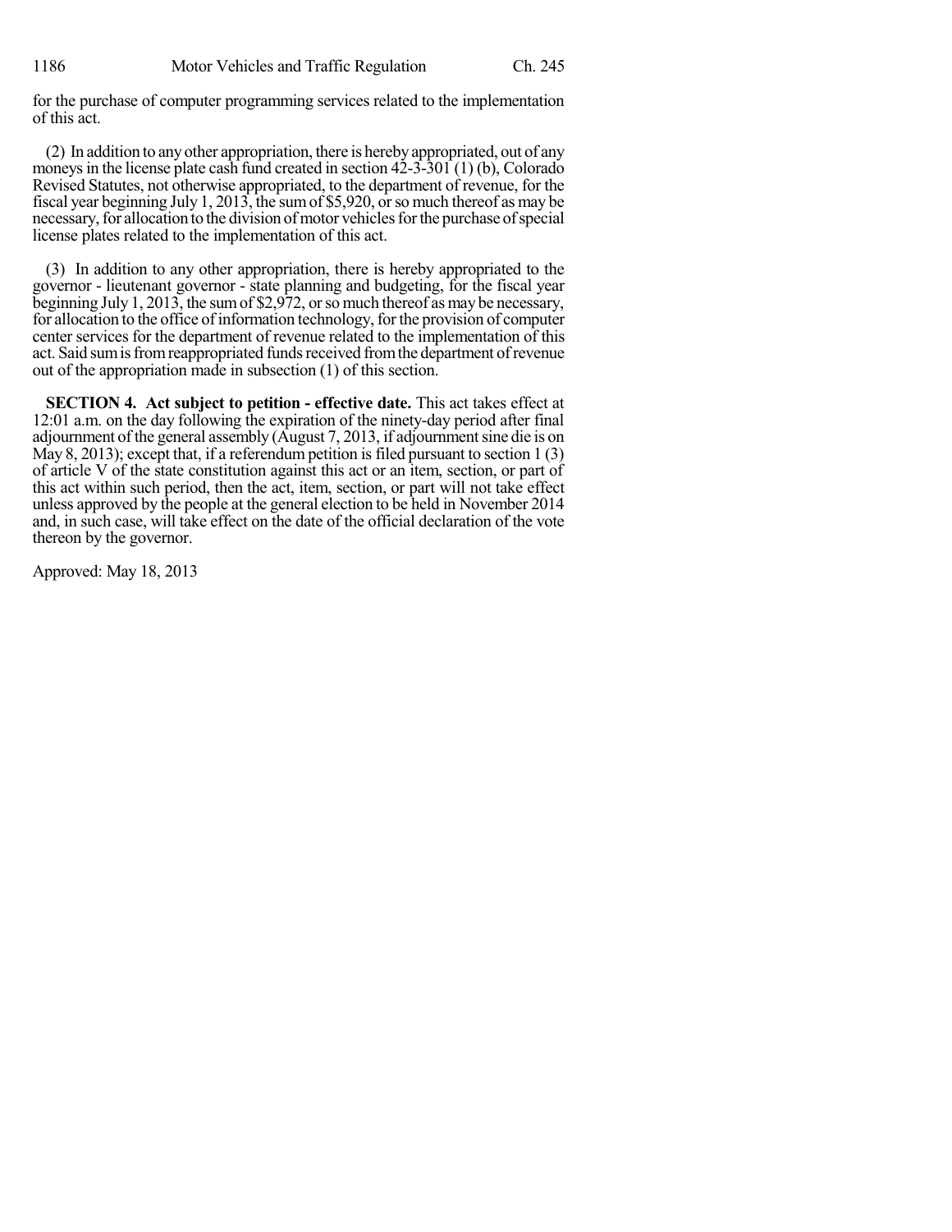for the purchase of computer programming services related to the implementation of this act.

(2) In addition to any other appropriation, there is hereby appropriated, out of any moneys in the license plate cash fund created in section 42-3-301 (1) (b), Colorado Revised Statutes, not otherwise appropriated, to the department of revenue, for the fiscal year beginning July 1, 2013, the sum of $5,920, or so much thereof as may be necessary, for allocation to the division of motor vehicles for the purchase of special license plates related to the implementation of this act.

(3) In addition to any other appropriation, there is hereby appropriated to the governor - lieutenant governor - state planning and budgeting, for the fiscal year beginning July 1, 2013, the sum of $2,972, or so much thereof as may be necessary, for allocation to the office of information technology, for the provision of computer center services for the department of revenue related to the implementation of this act. Said sum is from reappropriated funds received from the department of revenue out of the appropriation made in subsection (1) of this section.

**SECTION 4. Act subject to petition - effective date.** This act takes effect at 12:01 a.m. on the day following the expiration of the ninety-day period after final adjournment of the general assembly (August 7, 2013, if adjournment sine die is on May 8, 2013); except that, if a referendum petition is filed pursuant to section 1 (3) of article V of the state constitution against this act or an item, section, or part of this act within such period, then the act, item, section, or part will not take effect unless approved by the people at the general election to be held in November 2014 and, in such case, will take effect on the date of the official declaration of the vote thereon by the governor.

Approved: May 18, 2013